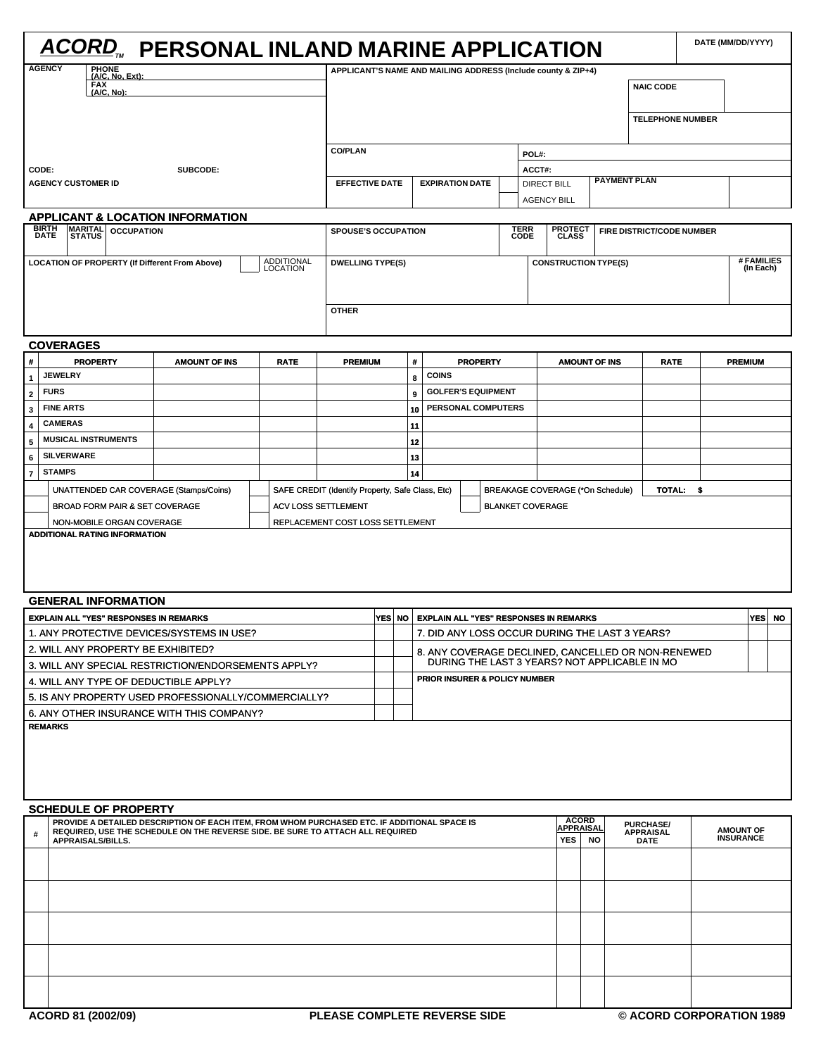# ACORD™ PERSONAL INLAND MARINE APPLICATION

DATE (MM/DD/YYYY)

| AGENCY | PHONE (A/C, No, Ext): | APPLICANT'S NAME AND MAILING ADDRESS (Include county & ZIP+4) | |
|---|---|---|---|
| | FAX (A/C, No): | | NAIC CODE |
| | | | TELEPHONE NUMBER |
| | | CO/PLAN | POL#: |
| CODE: | SUBCODE: | | ACCT#: |
| AGENCY CUSTOMER ID | | EFFECTIVE DATE / EXPIRATION DATE | DIRECT BILL / AGENCY BILL / PAYMENT PLAN |

## APPLICANT & LOCATION INFORMATION

| BIRTH DATE | MARITAL STATUS | OCCUPATION | SPOUSE'S OCCUPATION | TERR CODE | PROTECT CLASS | FIRE DISTRICT/CODE NUMBER |
|---|---|---|---|---|---|---|
| | | | | | | |

| LOCATION OF PROPERTY (If Different From Above) | ADDITIONAL LOCATION | DWELLING TYPE(S) | CONSTRUCTION TYPE(S) | # FAMILIES (In Each) |
|---|---|---|---|---|
| | | | | |
| | | OTHER | | |

## COVERAGES

| # | PROPERTY | AMOUNT OF INS | RATE | PREMIUM | # | PROPERTY | AMOUNT OF INS | RATE | PREMIUM |
|---|---|---|---|---|---|---|---|---|---|
| 1 | JEWELRY | | | | 8 | COINS | | | |
| 2 | FURS | | | | 9 | GOLFER'S EQUIPMENT | | | |
| 3 | FINE ARTS | | | | 10 | PERSONAL COMPUTERS | | | |
| 4 | CAMERAS | | | | 11 | | | | |
| 5 | MUSICAL INSTRUMENTS | | | | 12 | | | | |
| 6 | SILVERWARE | | | | 13 | | | | |
| 7 | STAMPS | | | | 14 | | | | |

- UNATTENDED CAR COVERAGE (Stamps/Coins)
- SAFE CREDIT (Identify Property, Safe Class, Etc)
- BREAKAGE COVERAGE (*On Schedule)
- TOTAL: $
- BROAD FORM PAIR & SET COVERAGE
- ACV LOSS SETTLEMENT
- BLANKET COVERAGE
- NON-MOBILE ORGAN COVERAGE
- REPLACEMENT COST LOSS SETTLEMENT

ADDITIONAL RATING INFORMATION

## GENERAL INFORMATION

| EXPLAIN ALL "YES" RESPONSES IN REMARKS | YES | NO | EXPLAIN ALL "YES" RESPONSES IN REMARKS | YES | NO |
|---|---|---|---|---|---|
| 1. ANY PROTECTIVE DEVICES/SYSTEMS IN USE? | | | 7. DID ANY LOSS OCCUR DURING THE LAST 3 YEARS? | | |
| 2. WILL ANY PROPERTY BE EXHIBITED? | | | 8. ANY COVERAGE DECLINED, CANCELLED OR NON-RENEWED DURING THE LAST 3 YEARS? NOT APPLICABLE IN MO | | |
| 3. WILL ANY SPECIAL RESTRICTION/ENDORSEMENTS APPLY? | | | | | |
| 4. WILL ANY TYPE OF DEDUCTIBLE APPLY? | | | PRIOR INSURER & POLICY NUMBER | | |
| 5. IS ANY PROPERTY USED PROFESSIONALLY/COMMERCIALLY? | | | | | |
| 6. ANY OTHER INSURANCE WITH THIS COMPANY? | | | | | |

REMARKS

## SCHEDULE OF PROPERTY

| # | PROVIDE A DETAILED DESCRIPTION OF EACH ITEM, FROM WHOM PURCHASED ETC. IF ADDITIONAL SPACE IS REQUIRED, USE THE SCHEDULE ON THE REVERSE SIDE. BE SURE TO ATTACH ALL REQUIRED APPRAISALS/BILLS. | ACORD APPRAISAL YES | ACORD APPRAISAL NO | PURCHASE/ APPRAISAL DATE | AMOUNT OF INSURANCE |
|---|---|---|---|---|---|
| | | | | | |
| | | | | | |
| | | | | | |
| | | | | | |
| | | | | | |

ACORD 81 (2002/09) PLEASE COMPLETE REVERSE SIDE © ACORD CORPORATION 1989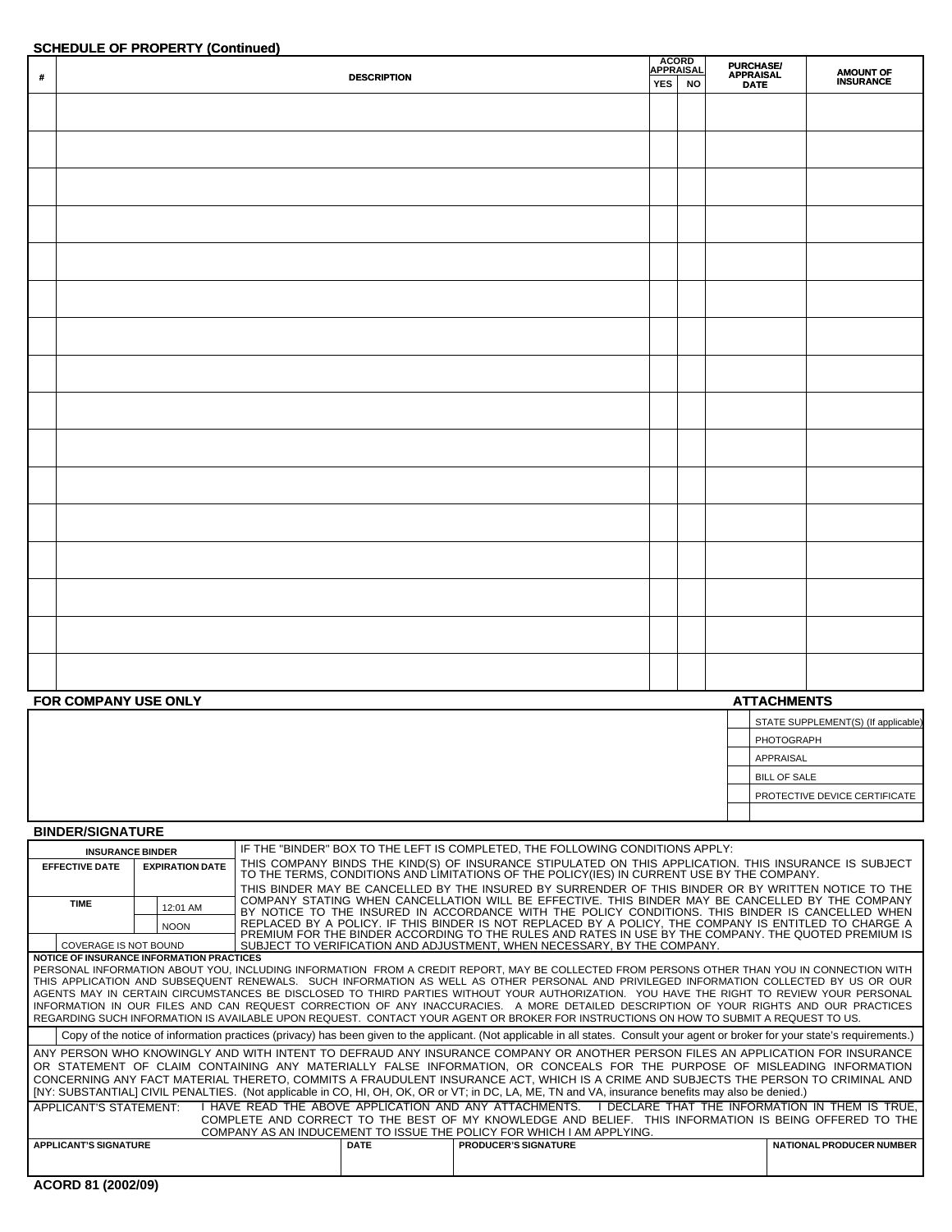## SCHEDULE OF PROPERTY (Continued)

| # | DESCRIPTION | ACORD APPRAISAL YES | ACORD APPRAISAL NO | PURCHASE/ APPRAISAL DATE | AMOUNT OF INSURANCE |
|---|---|---|---|---|---|
| | | | | | |
| | | | | | |
| | | | | | |
| | | | | | |
| | | | | | |
| | | | | | |
| | | | | | |
| | | | | | |
| | | | | | |
| | | | | | |
| | | | | | |
| | | | | | |
| | | | | | |
| | | | | | |
| | | | | | |
| | | | | | |

## FOR COMPANY USE ONLY

## ATTACHMENTS

| | |
|---|---|
| | STATE SUPPLEMENT(S) (If applicable) |
| | PHOTOGRAPH |
| | APPRAISAL |
| | BILL OF SALE |
| | PROTECTIVE DEVICE CERTIFICATE |
| | |

## BINDER/SIGNATURE

| INSURANCE BINDER | | |
|---|---|---|
| EFFECTIVE DATE | EXPIRATION DATE | |
| TIME | | 12:01 AM |
| | | NOON |
| | COVERAGE IS NOT BOUND | |

IF THE "BINDER" BOX TO THE LEFT IS COMPLETED, THE FOLLOWING CONDITIONS APPLY:

THIS COMPANY BINDS THE KIND(S) OF INSURANCE STIPULATED ON THIS APPLICATION. THIS INSURANCE IS SUBJECT TO THE TERMS, CONDITIONS AND LIMITATIONS OF THE POLICY(IES) IN CURRENT USE BY THE COMPANY.

THIS BINDER MAY BE CANCELLED BY THE INSURED BY SURRENDER OF THIS BINDER OR BY WRITTEN NOTICE TO THE COMPANY STATING WHEN CANCELLATION WILL BE EFFECTIVE. THIS BINDER MAY BE CANCELLED BY THE COMPANY BY NOTICE TO THE INSURED IN ACCORDANCE WITH THE POLICY CONDITIONS. THIS BINDER IS CANCELLED WHEN REPLACED BY A POLICY. IF THIS BINDER IS NOT REPLACED BY A POLICY, THE COMPANY IS ENTITLED TO CHARGE A PREMIUM FOR THE BINDER ACCORDING TO THE RULES AND RATES IN USE BY THE COMPANY. THE QUOTED PREMIUM IS SUBJECT TO VERIFICATION AND ADJUSTMENT, WHEN NECESSARY, BY THE COMPANY.

**NOTICE OF INSURANCE INFORMATION PRACTICES**

PERSONAL INFORMATION ABOUT YOU, INCLUDING INFORMATION FROM A CREDIT REPORT, MAY BE COLLECTED FROM PERSONS OTHER THAN YOU IN CONNECTION WITH THIS APPLICATION AND SUBSEQUENT RENEWALS. SUCH INFORMATION AS WELL AS OTHER PERSONAL AND PRIVILEGED INFORMATION COLLECTED BY US OR OUR AGENTS MAY IN CERTAIN CIRCUMSTANCES BE DISCLOSED TO THIRD PARTIES WITHOUT YOUR AUTHORIZATION. YOU HAVE THE RIGHT TO REVIEW YOUR PERSONAL INFORMATION IN OUR FILES AND CAN REQUEST CORRECTION OF ANY INACCURACIES. A MORE DETAILED DESCRIPTION OF YOUR RIGHTS AND OUR PRACTICES REGARDING SUCH INFORMATION IS AVAILABLE UPON REQUEST. CONTACT YOUR AGENT OR BROKER FOR INSTRUCTIONS ON HOW TO SUBMIT A REQUEST TO US.

Copy of the notice of information practices (privacy) has been given to the applicant. (Not applicable in all states. Consult your agent or broker for your state's requirements.)

ANY PERSON WHO KNOWINGLY AND WITH INTENT TO DEFRAUD ANY INSURANCE COMPANY OR ANOTHER PERSON FILES AN APPLICATION FOR INSURANCE OR STATEMENT OF CLAIM CONTAINING ANY MATERIALLY FALSE INFORMATION, OR CONCEALS FOR THE PURPOSE OF MISLEADING INFORMATION CONCERNING ANY FACT MATERIAL THERETO, COMMITS A FRAUDULENT INSURANCE ACT, WHICH IS A CRIME AND SUBJECTS THE PERSON TO CRIMINAL AND [NY: SUBSTANTIAL] CIVIL PENALTIES. (Not applicable in CO, HI, OH, OK, OR or VT; in DC, LA, ME, TN and VA, insurance benefits may also be denied.)

APPLICANT'S STATEMENT: I HAVE READ THE ABOVE APPLICATION AND ANY ATTACHMENTS. I DECLARE THAT THE INFORMATION IN THEM IS TRUE, COMPLETE AND CORRECT TO THE BEST OF MY KNOWLEDGE AND BELIEF. THIS INFORMATION IS BEING OFFERED TO THE COMPANY AS AN INDUCEMENT TO ISSUE THE POLICY FOR WHICH I AM APPLYING.

| APPLICANT'S SIGNATURE | DATE | PRODUCER'S SIGNATURE | NATIONAL PRODUCER NUMBER |
|---|---|---|---|
| | | | |

ACORD 81 (2002/09)